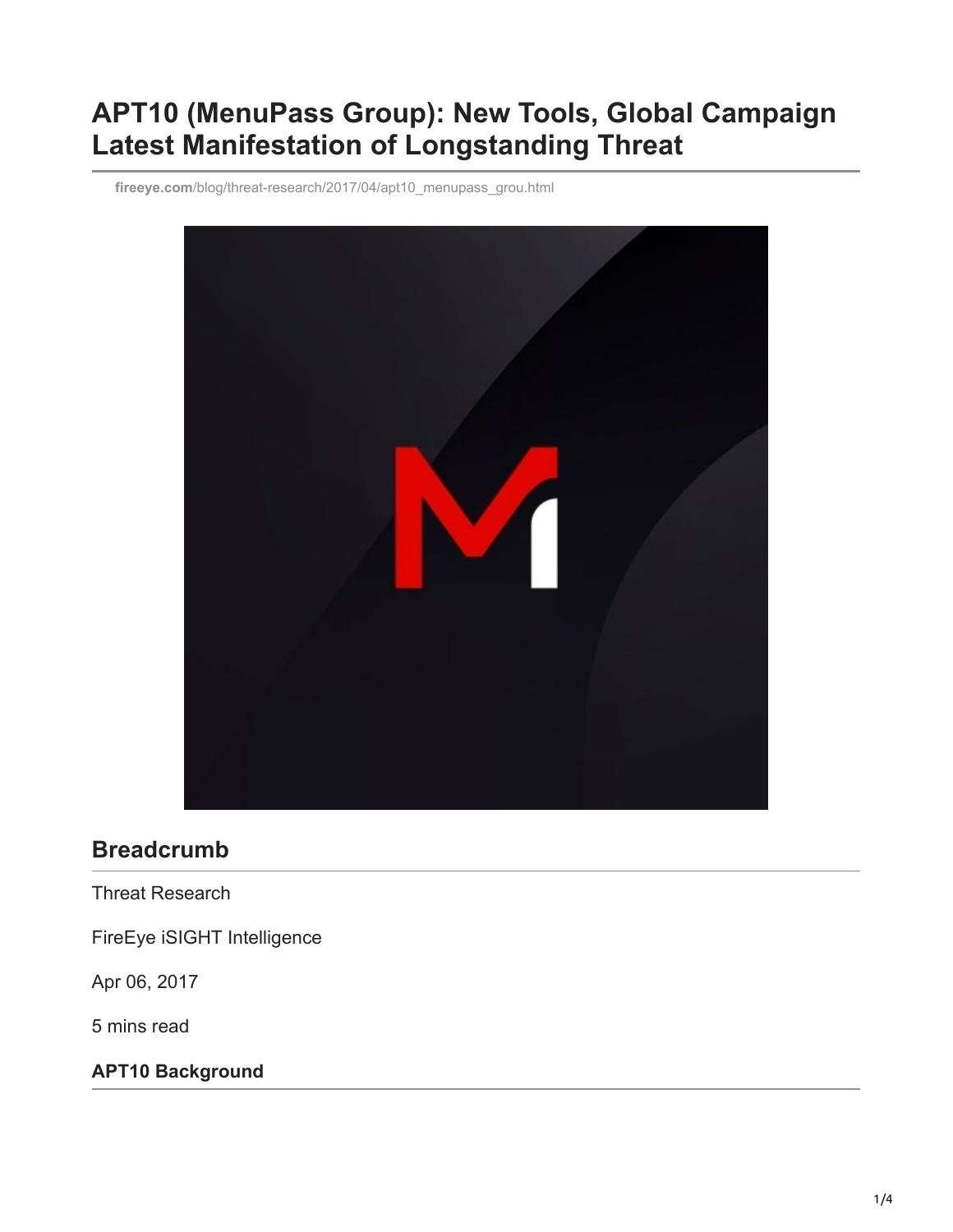# APT10 (MenuPass Group): New Tools, Global Campaign Latest Manifestation of Longstanding Threat

fireeye.com/blog/threat-research/2017/04/apt10_menupass_grou.html

## Breadcrumb

Threat Research

FireEye iSIGHT Intelligence

Apr 06, 2017

5 mins read

### APT10 Background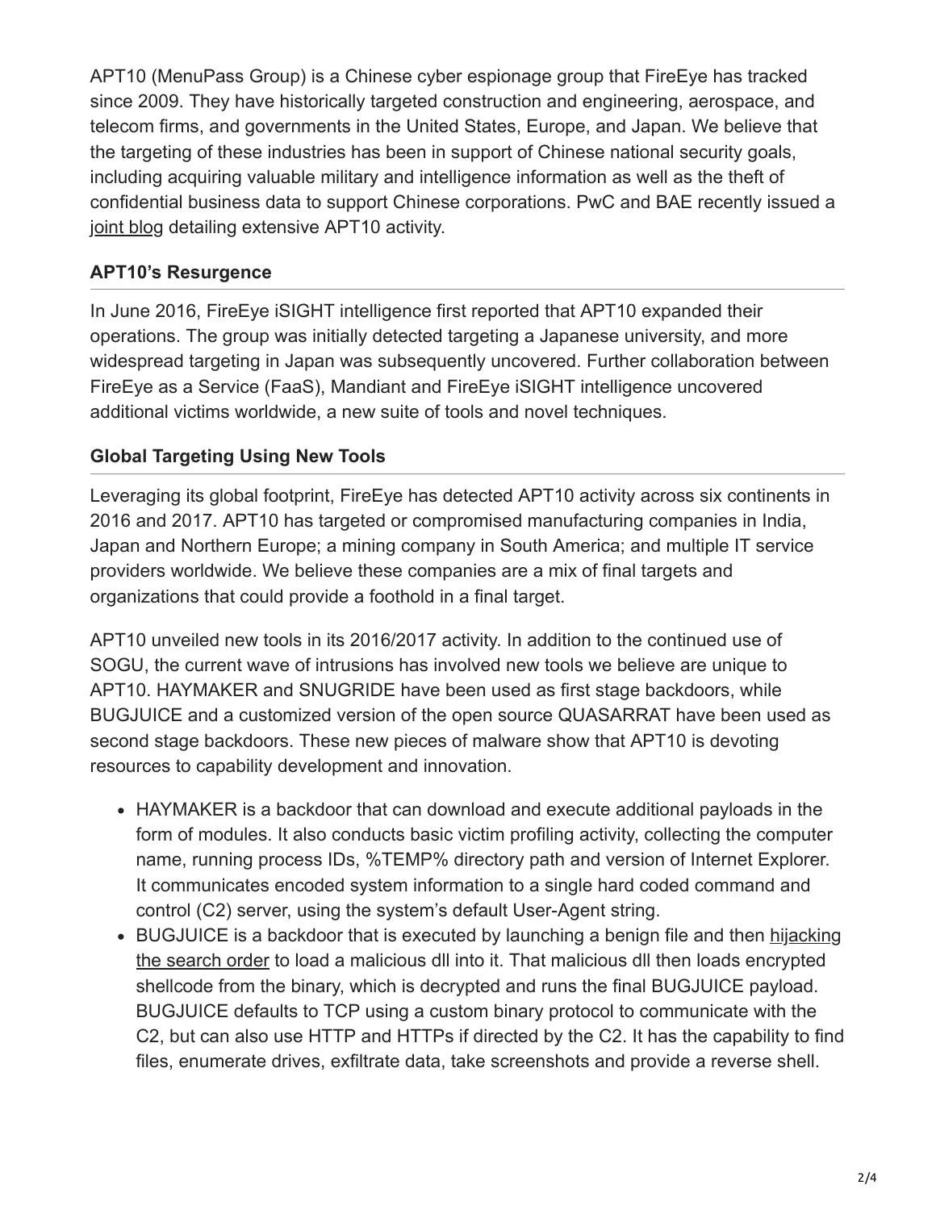APT10 (MenuPass Group) is a Chinese cyber espionage group that FireEye has tracked since 2009. They have historically targeted construction and engineering, aerospace, and telecom firms, and governments in the United States, Europe, and Japan. We believe that the targeting of these industries has been in support of Chinese national security goals, including acquiring valuable military and intelligence information as well as the theft of confidential business data to support Chinese corporations. PwC and BAE recently issued a joint blog detailing extensive APT10 activity.

### APT10's Resurgence

In June 2016, FireEye iSIGHT intelligence first reported that APT10 expanded their operations. The group was initially detected targeting a Japanese university, and more widespread targeting in Japan was subsequently uncovered. Further collaboration between FireEye as a Service (FaaS), Mandiant and FireEye iSIGHT intelligence uncovered additional victims worldwide, a new suite of tools and novel techniques.

### Global Targeting Using New Tools

Leveraging its global footprint, FireEye has detected APT10 activity across six continents in 2016 and 2017. APT10 has targeted or compromised manufacturing companies in India, Japan and Northern Europe; a mining company in South America; and multiple IT service providers worldwide. We believe these companies are a mix of final targets and organizations that could provide a foothold in a final target.

APT10 unveiled new tools in its 2016/2017 activity. In addition to the continued use of SOGU, the current wave of intrusions has involved new tools we believe are unique to APT10. HAYMAKER and SNUGRIDE have been used as first stage backdoors, while BUGJUICE and a customized version of the open source QUASARRAT have been used as second stage backdoors. These new pieces of malware show that APT10 is devoting resources to capability development and innovation.

- HAYMAKER is a backdoor that can download and execute additional payloads in the form of modules. It also conducts basic victim profiling activity, collecting the computer name, running process IDs, %TEMP% directory path and version of Internet Explorer. It communicates encoded system information to a single hard coded command and control (C2) server, using the system's default User-Agent string.
- BUGJUICE is a backdoor that is executed by launching a benign file and then hijacking the search order to load a malicious dll into it. That malicious dll then loads encrypted shellcode from the binary, which is decrypted and runs the final BUGJUICE payload. BUGJUICE defaults to TCP using a custom binary protocol to communicate with the C2, but can also use HTTP and HTTPs if directed by the C2. It has the capability to find files, enumerate drives, exfiltrate data, take screenshots and provide a reverse shell.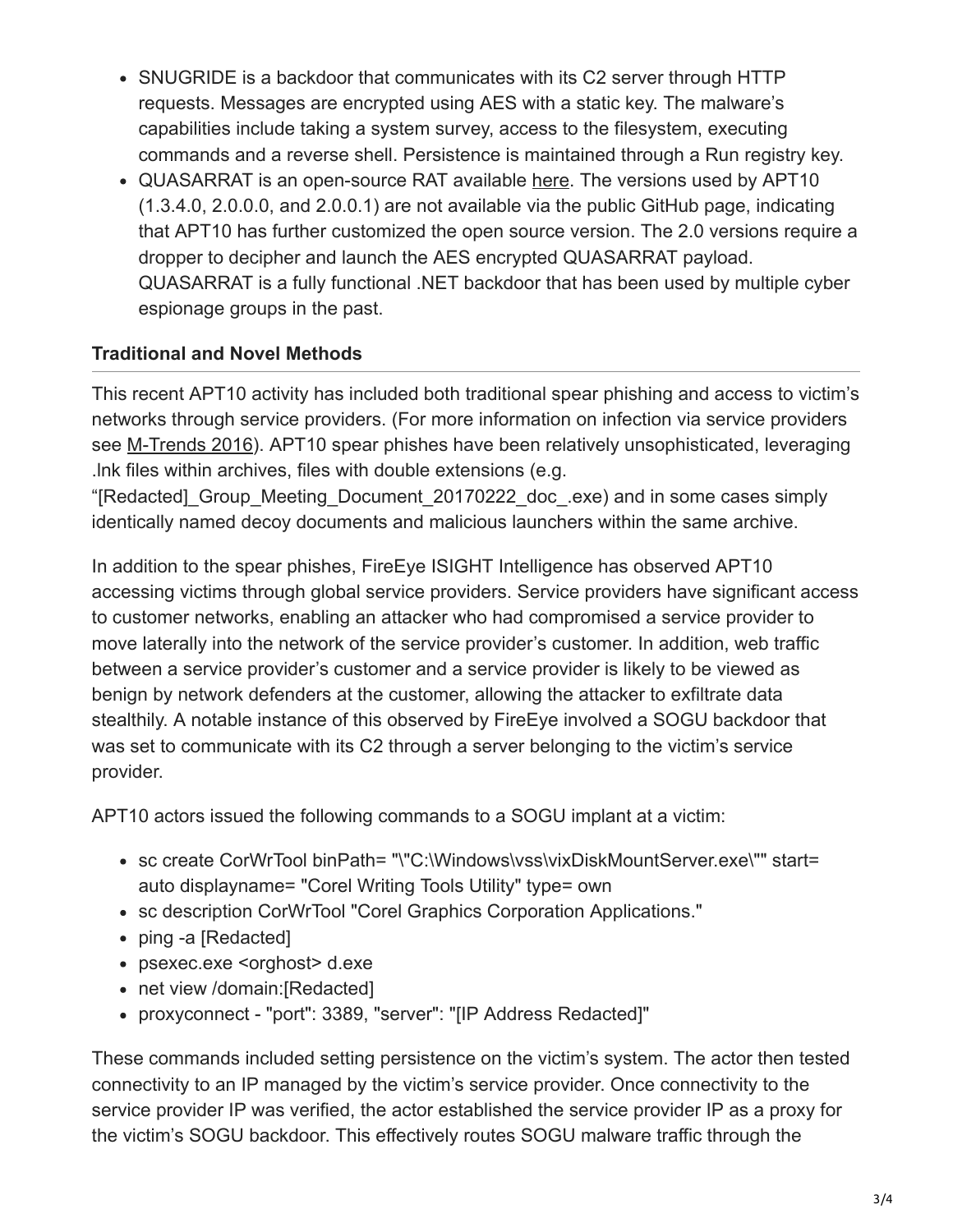- SNUGRIDE is a backdoor that communicates with its C2 server through HTTP requests. Messages are encrypted using AES with a static key. The malware's capabilities include taking a system survey, access to the filesystem, executing commands and a reverse shell. Persistence is maintained through a Run registry key.
- QUASARRAT is an open-source RAT available here. The versions used by APT10 (1.3.4.0, 2.0.0.0, and 2.0.0.1) are not available via the public GitHub page, indicating that APT10 has further customized the open source version. The 2.0 versions require a dropper to decipher and launch the AES encrypted QUASARRAT payload. QUASARRAT is a fully functional .NET backdoor that has been used by multiple cyber espionage groups in the past.

**Traditional and Novel Methods**

This recent APT10 activity has included both traditional spear phishing and access to victim's networks through service providers. (For more information on infection via service providers see M-Trends 2016). APT10 spear phishes have been relatively unsophisticated, leveraging .lnk files within archives, files with double extensions (e.g. "[Redacted]_Group_Meeting_Document_20170222_doc_.exe) and in some cases simply identically named decoy documents and malicious launchers within the same archive.

In addition to the spear phishes, FireEye ISIGHT Intelligence has observed APT10 accessing victims through global service providers. Service providers have significant access to customer networks, enabling an attacker who had compromised a service provider to move laterally into the network of the service provider's customer. In addition, web traffic between a service provider's customer and a service provider is likely to be viewed as benign by network defenders at the customer, allowing the attacker to exfiltrate data stealthily. A notable instance of this observed by FireEye involved a SOGU backdoor that was set to communicate with its C2 through a server belonging to the victim's service provider.

APT10 actors issued the following commands to a SOGU implant at a victim:

- sc create CorWrTool binPath= "\"C:\Windows\vss\vixDiskMountServer.exe\"" start= auto displayname= "Corel Writing Tools Utility" type= own
- sc description CorWrTool "Corel Graphics Corporation Applications."
- ping -a [Redacted]
- psexec.exe <orghost> d.exe
- net view /domain:[Redacted]
- proxyconnect - "port": 3389, "server": "[IP Address Redacted]"

These commands included setting persistence on the victim's system. The actor then tested connectivity to an IP managed by the victim's service provider. Once connectivity to the service provider IP was verified, the actor established the service provider IP as a proxy for the victim's SOGU backdoor. This effectively routes SOGU malware traffic through the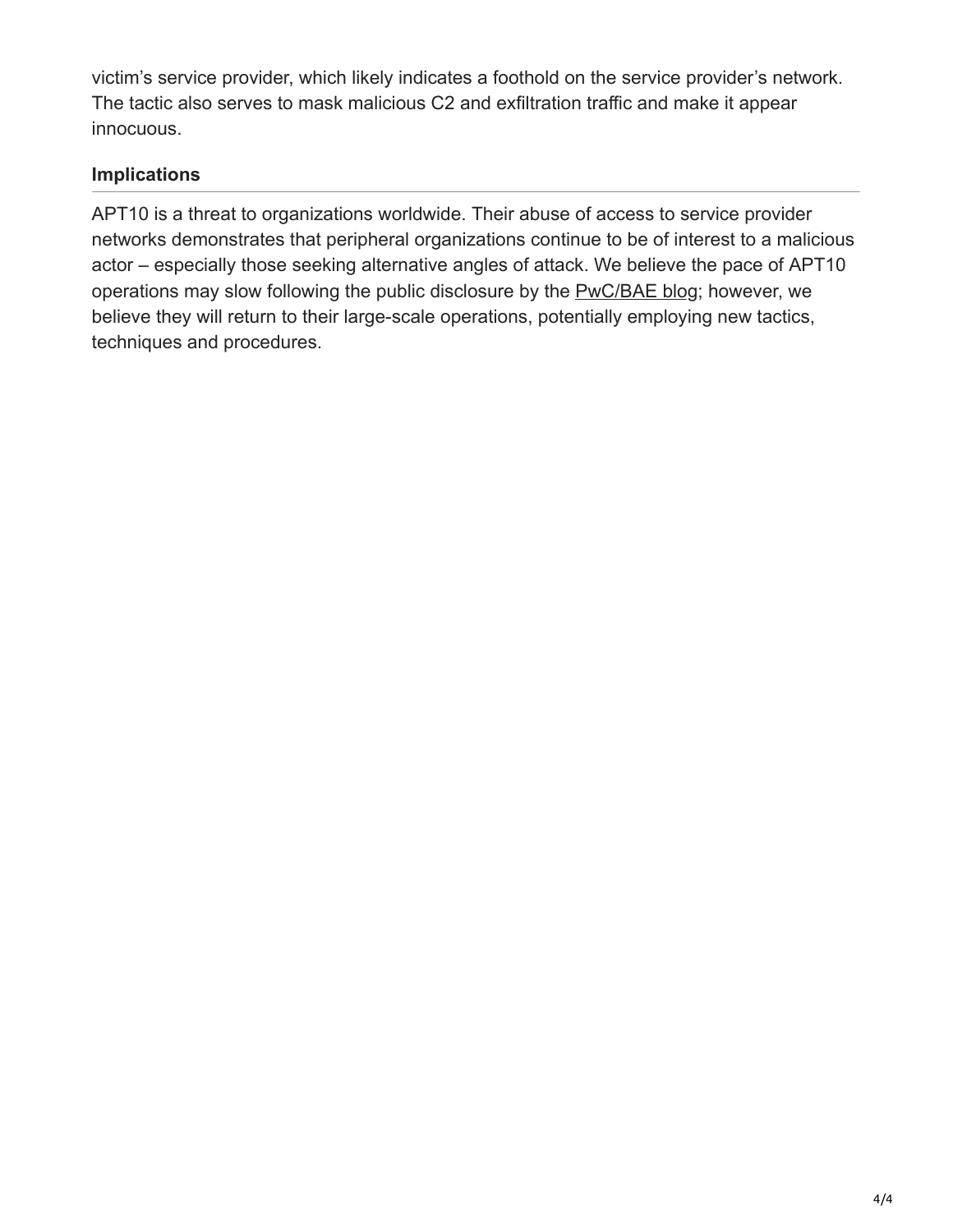victim's service provider, which likely indicates a foothold on the service provider's network. The tactic also serves to mask malicious C2 and exfiltration traffic and make it appear innocuous.

### Implications

APT10 is a threat to organizations worldwide. Their abuse of access to service provider networks demonstrates that peripheral organizations continue to be of interest to a malicious actor – especially those seeking alternative angles of attack. We believe the pace of APT10 operations may slow following the public disclosure by the PwC/BAE blog; however, we believe they will return to their large-scale operations, potentially employing new tactics, techniques and procedures.